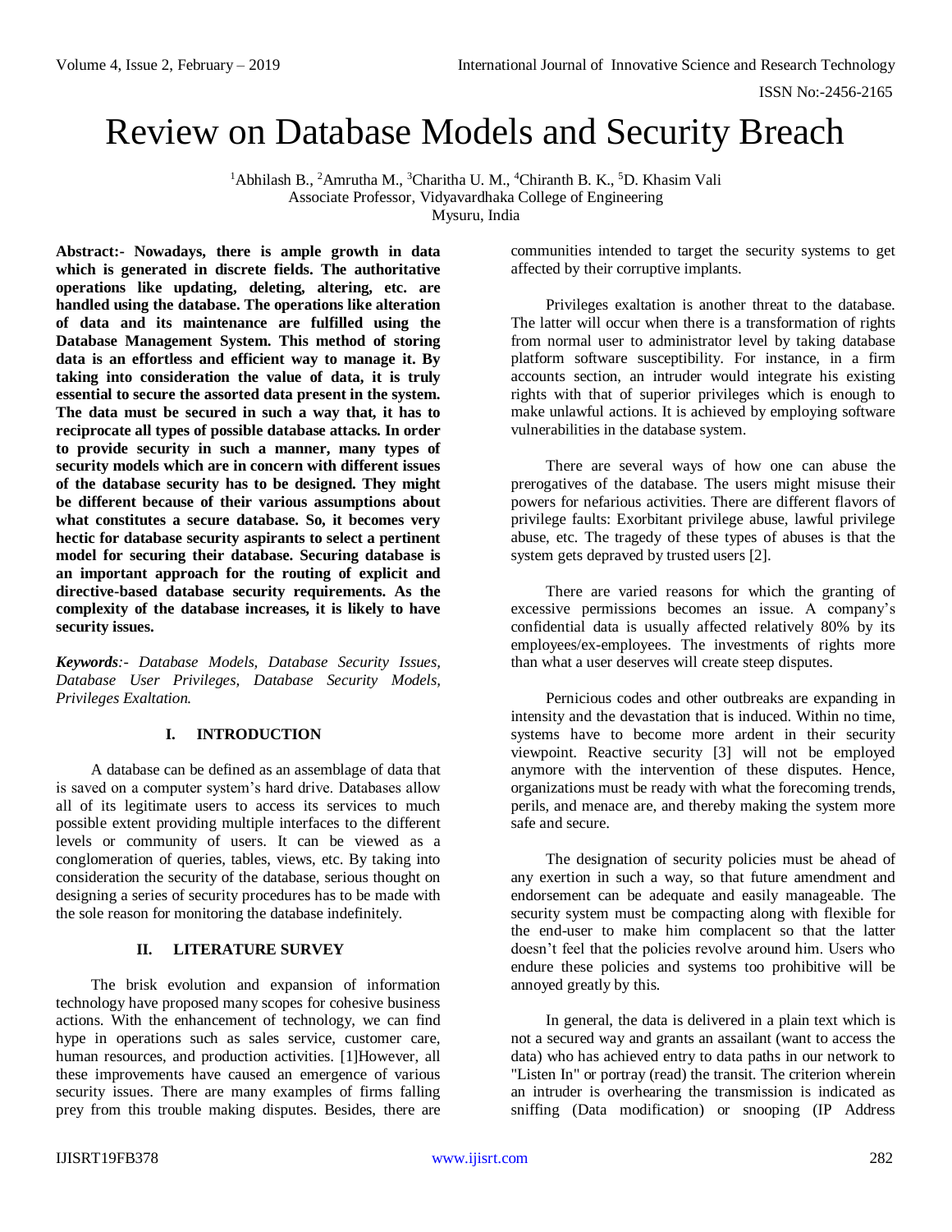# Review on Database Models and Security Breach

[1]Abhilash B., [2]Amrutha M., [3]Charitha U. M., [4]Chiranth B. K., [5]D. Khasim Vali
Associate Professor, Vidyavardhaka College of Engineering
Mysuru, India

**Abstract:- Nowadays, there is ample growth in data which is generated in discrete fields. The authoritative operations like updating, deleting, altering, etc. are handled using the database. The operations like alteration of data and its maintenance are fulfilled using the Database Management System. This method of storing data is an effortless and efficient way to manage it. By taking into consideration the value of data, it is truly essential to secure the assorted data present in the system. The data must be secured in such a way that, it has to reciprocate all types of possible database attacks. In order to provide security in such a manner, many types of security models which are in concern with different issues of the database security has to be designed. They might be different because of their various assumptions about what constitutes a secure database. So, it becomes very hectic for database security aspirants to select a pertinent model for securing their database. Securing database is an important approach for the routing of explicit and directive-based database security requirements. As the complexity of the database increases, it is likely to have security issues.**

***Keywords**:- Database Models, Database Security Issues, Database User Privileges, Database Security Models, Privileges Exaltation.*

## I. INTRODUCTION

A database can be defined as an assemblage of data that is saved on a computer system's hard drive. Databases allow all of its legitimate users to access its services to much possible extent providing multiple interfaces to the different levels or community of users. It can be viewed as a conglomeration of queries, tables, views, etc. By taking into consideration the security of the database, serious thought on designing a series of security procedures has to be made with the sole reason for monitoring the database indefinitely.

## II. LITERATURE SURVEY

The brisk evolution and expansion of information technology have proposed many scopes for cohesive business actions. With the enhancement of technology, we can find hype in operations such as sales service, customer care, human resources, and production activities. [1]However, all these improvements have caused an emergence of various security issues. There are many examples of firms falling prey from this trouble making disputes. Besides, there are communities intended to target the security systems to get affected by their corruptive implants.

Privileges exaltation is another threat to the database. The latter will occur when there is a transformation of rights from normal user to administrator level by taking database platform software susceptibility. For instance, in a firm accounts section, an intruder would integrate his existing rights with that of superior privileges which is enough to make unlawful actions. It is achieved by employing software vulnerabilities in the database system.

There are several ways of how one can abuse the prerogatives of the database. The users might misuse their powers for nefarious activities. There are different flavors of privilege faults: Exorbitant privilege abuse, lawful privilege abuse, etc. The tragedy of these types of abuses is that the system gets depraved by trusted users [2].

There are varied reasons for which the granting of excessive permissions becomes an issue. A company's confidential data is usually affected relatively 80% by its employees/ex-employees. The investments of rights more than what a user deserves will create steep disputes.

Pernicious codes and other outbreaks are expanding in intensity and the devastation that is induced. Within no time, systems have to become more ardent in their security viewpoint. Reactive security [3] will not be employed anymore with the intervention of these disputes. Hence, organizations must be ready with what the forecoming trends, perils, and menace are, and thereby making the system more safe and secure.

The designation of security policies must be ahead of any exertion in such a way, so that future amendment and endorsement can be adequate and easily manageable. The security system must be compacting along with flexible for the end-user to make him complacent so that the latter doesn't feel that the policies revolve around him. Users who endure these policies and systems too prohibitive will be annoyed greatly by this.

In general, the data is delivered in a plain text which is not a secured way and grants an assailant (want to access the data) who has achieved entry to data paths in our network to "Listen In" or portray (read) the transit. The criterion wherein an intruder is overhearing the transmission is indicated as sniffing (Data modification) or snooping (IP Address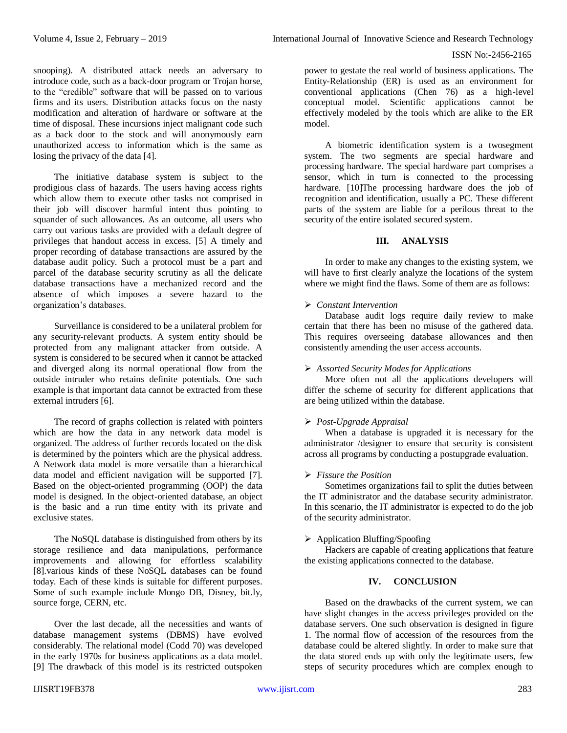snooping). A distributed attack needs an adversary to introduce code, such as a back-door program or Trojan horse, to the "credible" software that will be passed on to various firms and its users. Distribution attacks focus on the nasty modification and alteration of hardware or software at the time of disposal. These incursions inject malignant code such as a back door to the stock and will anonymously earn unauthorized access to information which is the same as losing the privacy of the data [4].

The initiative database system is subject to the prodigious class of hazards. The users having access rights which allow them to execute other tasks not comprised in their job will discover harmful intent thus pointing to squander of such allowances. As an outcome, all users who carry out various tasks are provided with a default degree of privileges that handout access in excess. [5] A timely and proper recording of database transactions are assured by the database audit policy. Such a protocol must be a part and parcel of the database security scrutiny as all the delicate database transactions have a mechanized record and the absence of which imposes a severe hazard to the organization's databases.

Surveillance is considered to be a unilateral problem for any security-relevant products. A system entity should be protected from any malignant attacker from outside. A system is considered to be secured when it cannot be attacked and diverged along its normal operational flow from the outside intruder who retains definite potentials. One such example is that important data cannot be extracted from these external intruders [6].

The record of graphs collection is related with pointers which are how the data in any network data model is organized. The address of further records located on the disk is determined by the pointers which are the physical address. A Network data model is more versatile than a hierarchical data model and efficient navigation will be supported [7]. Based on the object-oriented programming (OOP) the data model is designed. In the object-oriented database, an object is the basic and a run time entity with its private and exclusive states.

The NoSQL database is distinguished from others by its storage resilience and data manipulations, performance improvements and allowing for effortless scalability [8].various kinds of these NoSQL databases can be found today. Each of these kinds is suitable for different purposes. Some of such example include Mongo DB, Disney, bit.ly, source forge, CERN, etc.

Over the last decade, all the necessities and wants of database management systems (DBMS) have evolved considerably. The relational model (Codd 70) was developed in the early 1970s for business applications as a data model. [9] The drawback of this model is its restricted outspoken power to gestate the real world of business applications. The Entity-Relationship (ER) is used as an environment for conventional applications (Chen 76) as a high-level conceptual model. Scientific applications cannot be effectively modeled by the tools which are alike to the ER model.

A biometric identification system is a twosegment system. The two segments are special hardware and processing hardware. The special hardware part comprises a sensor, which in turn is connected to the processing hardware. [10]The processing hardware does the job of recognition and identification, usually a PC. These different parts of the system are liable for a perilous threat to the security of the entire isolated secured system.

## III. ANALYSIS

In order to make any changes to the existing system, we will have to first clearly analyze the locations of the system where we might find the flaws. Some of them are as follows:

- *Constant Intervention*
  Database audit logs require daily review to make certain that there has been no misuse of the gathered data. This requires overseeing database allowances and then consistently amending the user access accounts.

- *Assorted Security Modes for Applications*
  More often not all the applications developers will differ the scheme of security for different applications that are being utilized within the database.

- *Post-Upgrade Appraisal*
  When a database is upgraded it is necessary for the administrator /designer to ensure that security is consistent across all programs by conducting a postupgrade evaluation.

- *Fissure the Position*
  Sometimes organizations fail to split the duties between the IT administrator and the database security administrator. In this scenario, the IT administrator is expected to do the job of the security administrator.

- Application Bluffing/Spoofing
  Hackers are capable of creating applications that feature the existing applications connected to the database.

## IV. CONCLUSION

Based on the drawbacks of the current system, we can have slight changes in the access privileges provided on the database servers. One such observation is designed in figure 1. The normal flow of accession of the resources from the database could be altered slightly. In order to make sure that the data stored ends up with only the legitimate users, few steps of security procedures which are complex enough to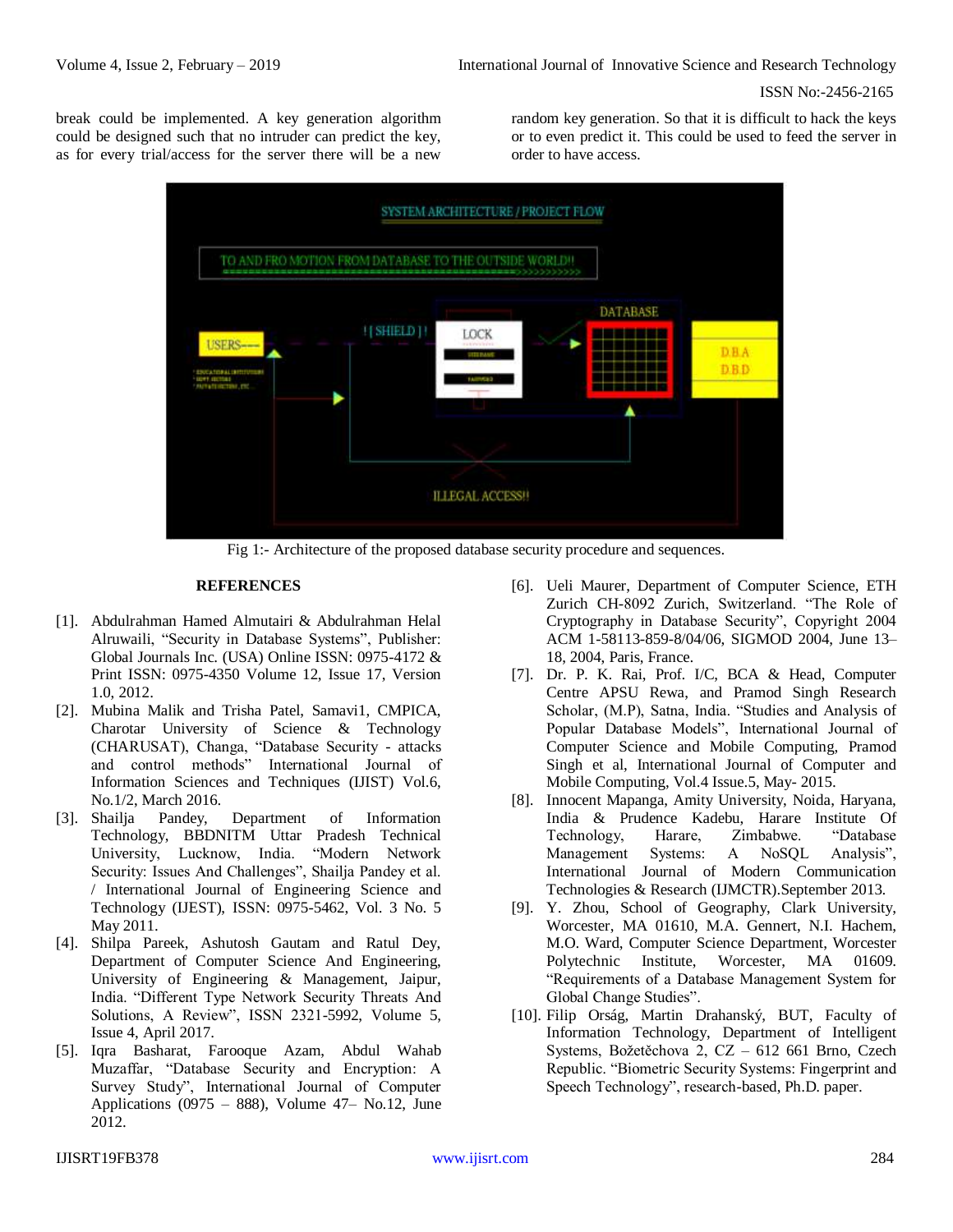break could be implemented. A key generation algorithm could be designed such that no intruder can predict the key, as for every trial/access for the server there will be a new random key generation. So that it is difficult to hack the keys or to even predict it. This could be used to feed the server in order to have access.

Fig 1:- Architecture of the proposed database security procedure and sequences.

## REFERENCES

- [1]. Abdulrahman Hamed Almutairi & Abdulrahman Helal Alruwaili, "Security in Database Systems", Publisher: Global Journals Inc. (USA) Online ISSN: 0975-4172 & Print ISSN: 0975-4350 Volume 12, Issue 17, Version 1.0, 2012.
- [2]. Mubina Malik and Trisha Patel, Samavi1, CMPICA, Charotar University of Science & Technology (CHARUSAT), Changa, "Database Security - attacks and control methods" International Journal of Information Sciences and Techniques (IJIST) Vol.6, No.1/2, March 2016.
- [3]. Shailja Pandey, Department of Information Technology, BBDNITM Uttar Pradesh Technical University, Lucknow, India. "Modern Network Security: Issues And Challenges", Shailja Pandey et al. / International Journal of Engineering Science and Technology (IJEST), ISSN: 0975-5462, Vol. 3 No. 5 May 2011.
- [4]. Shilpa Pareek, Ashutosh Gautam and Ratul Dey, Department of Computer Science And Engineering, University of Engineering & Management, Jaipur, India. "Different Type Network Security Threats And Solutions, A Review", ISSN 2321-5992, Volume 5, Issue 4, April 2017.
- [5]. Iqra Basharat, Farooque Azam, Abdul Wahab Muzaffar, "Database Security and Encryption: A Survey Study", International Journal of Computer Applications (0975 – 888), Volume 47– No.12, June 2012.
- [6]. Ueli Maurer, Department of Computer Science, ETH Zurich CH-8092 Zurich, Switzerland. "The Role of Cryptography in Database Security", Copyright 2004 ACM 1-58113-859-8/04/06, SIGMOD 2004, June 13–18, 2004, Paris, France.
- [7]. Dr. P. K. Rai, Prof. I/C, BCA & Head, Computer Centre APSU Rewa, and Pramod Singh Research Scholar, (M.P), Satna, India. "Studies and Analysis of Popular Database Models", International Journal of Computer Science and Mobile Computing, Pramod Singh et al, International Journal of Computer and Mobile Computing, Vol.4 Issue.5, May- 2015.
- [8]. Innocent Mapanga, Amity University, Noida, Haryana, India & Prudence Kadebu, Harare Institute Of Technology, Harare, Zimbabwe. "Database Management Systems: A NoSQL Analysis", International Journal of Modern Communication Technologies & Research (IJMCTR).September 2013.
- [9]. Y. Zhou, School of Geography, Clark University, Worcester, MA 01610, M.A. Gennert, N.I. Hachem, M.O. Ward, Computer Science Department, Worcester Polytechnic Institute, Worcester, MA 01609. "Requirements of a Database Management System for Global Change Studies".
- [10]. Filip Orság, Martin Drahanský, BUT, Faculty of Information Technology, Department of Intelligent Systems, Božetěchova 2, CZ – 612 661 Brno, Czech Republic. "Biometric Security Systems: Fingerprint and Speech Technology", research-based, Ph.D. paper.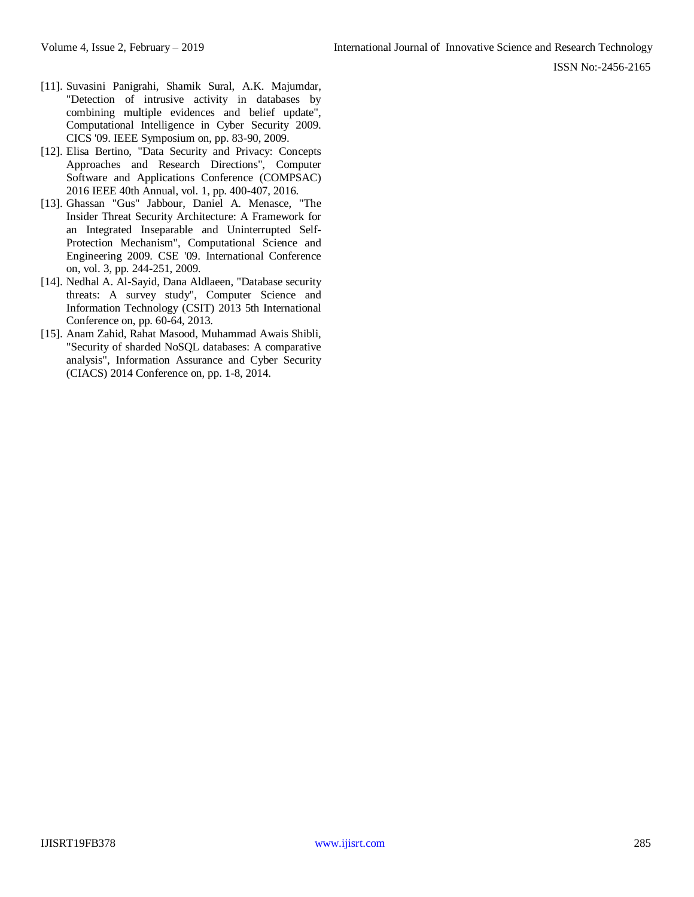[11]. Suvasini Panigrahi, Shamik Sural, A.K. Majumdar, "Detection of intrusive activity in databases by combining multiple evidences and belief update", Computational Intelligence in Cyber Security 2009. CICS '09. IEEE Symposium on, pp. 83-90, 2009.

[12]. Elisa Bertino, "Data Security and Privacy: Concepts Approaches and Research Directions", Computer Software and Applications Conference (COMPSAC) 2016 IEEE 40th Annual, vol. 1, pp. 400-407, 2016.

[13]. Ghassan "Gus" Jabbour, Daniel A. Menasce, "The Insider Threat Security Architecture: A Framework for an Integrated Inseparable and Uninterrupted Self-Protection Mechanism", Computational Science and Engineering 2009. CSE '09. International Conference on, vol. 3, pp. 244-251, 2009.

[14]. Nedhal A. Al-Sayid, Dana Aldlaeen, "Database security threats: A survey study", Computer Science and Information Technology (CSIT) 2013 5th International Conference on, pp. 60-64, 2013.

[15]. Anam Zahid, Rahat Masood, Muhammad Awais Shibli, "Security of sharded NoSQL databases: A comparative analysis", Information Assurance and Cyber Security (CIACS) 2014 Conference on, pp. 1-8, 2014.